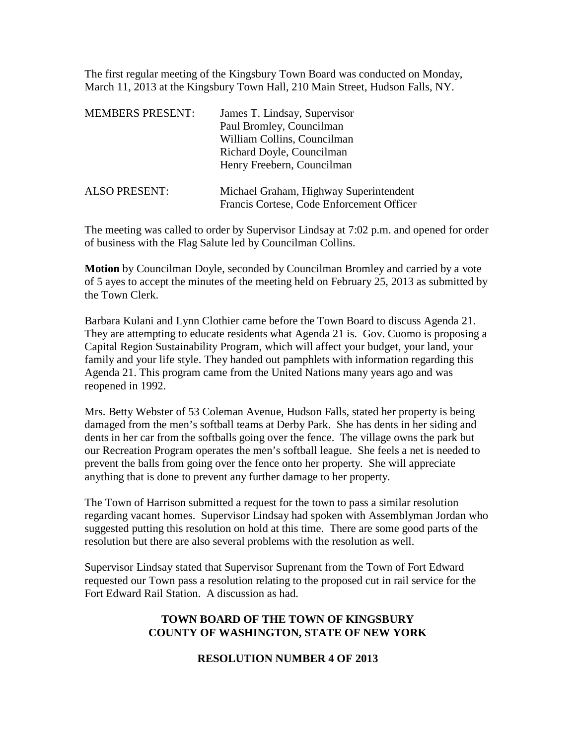The first regular meeting of the Kingsbury Town Board was conducted on Monday, March 11, 2013 at the Kingsbury Town Hall, 210 Main Street, Hudson Falls, NY.

| | |
|---|---|
| MEMBERS PRESENT: | James T. Lindsay, Supervisor<br>Paul Bromley, Councilman<br>William Collins, Councilman<br>Richard Doyle, Councilman<br>Henry Freebern, Councilman |
| ALSO PRESENT: | Michael Graham, Highway Superintendent<br>Francis Cortese, Code Enforcement Officer |

The meeting was called to order by Supervisor Lindsay at 7:02 p.m. and opened for order of business with the Flag Salute led by Councilman Collins.

**Motion** by Councilman Doyle, seconded by Councilman Bromley and carried by a vote of 5 ayes to accept the minutes of the meeting held on February 25, 2013 as submitted by the Town Clerk.

Barbara Kulani and Lynn Clothier came before the Town Board to discuss Agenda 21. They are attempting to educate residents what Agenda 21 is. Gov. Cuomo is proposing a Capital Region Sustainability Program, which will affect your budget, your land, your family and your life style. They handed out pamphlets with information regarding this Agenda 21. This program came from the United Nations many years ago and was reopened in 1992.

Mrs. Betty Webster of 53 Coleman Avenue, Hudson Falls, stated her property is being damaged from the men's softball teams at Derby Park. She has dents in her siding and dents in her car from the softballs going over the fence. The village owns the park but our Recreation Program operates the men's softball league. She feels a net is needed to prevent the balls from going over the fence onto her property. She will appreciate anything that is done to prevent any further damage to her property.

The Town of Harrison submitted a request for the town to pass a similar resolution regarding vacant homes. Supervisor Lindsay had spoken with Assemblyman Jordan who suggested putting this resolution on hold at this time. There are some good parts of the resolution but there are also several problems with the resolution as well.

Supervisor Lindsay stated that Supervisor Suprenant from the Town of Fort Edward requested our Town pass a resolution relating to the proposed cut in rail service for the Fort Edward Rail Station. A discussion as had.

**TOWN BOARD OF THE TOWN OF KINGSBURY**
**COUNTY OF WASHINGTON, STATE OF NEW YORK**

**RESOLUTION NUMBER 4 OF 2013**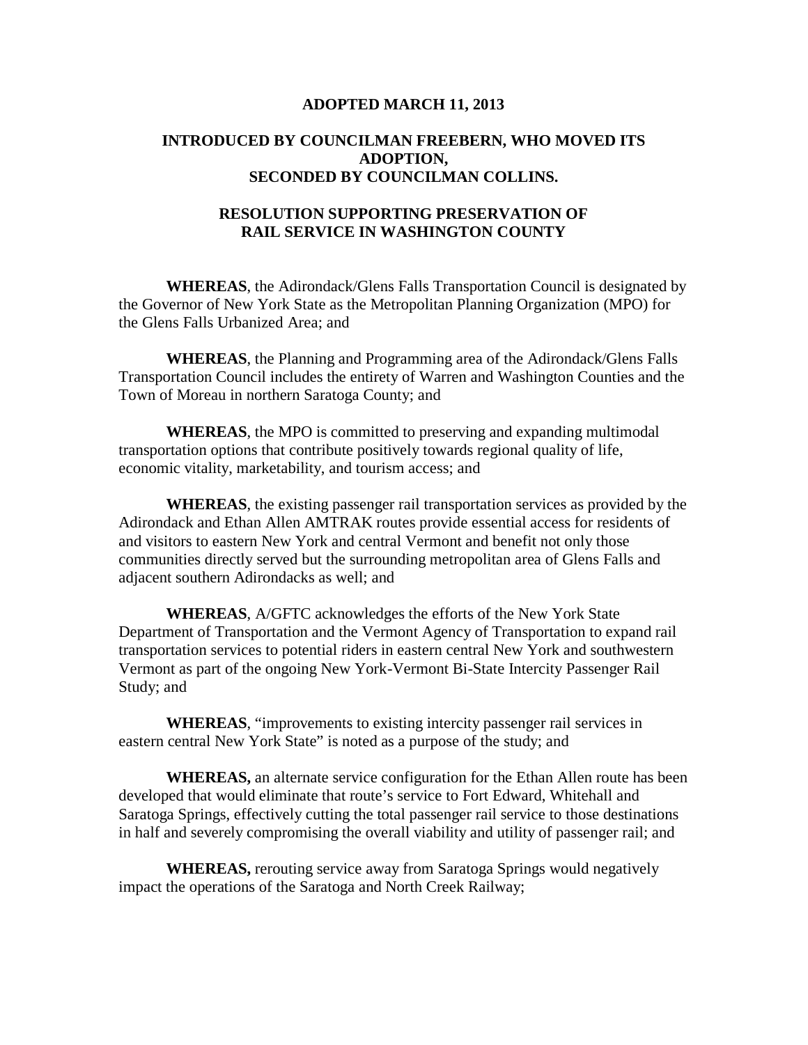**ADOPTED MARCH 11, 2013**

**INTRODUCED BY COUNCILMAN FREEBERN, WHO MOVED ITS ADOPTION, SECONDED BY COUNCILMAN COLLINS.**

## RESOLUTION SUPPORTING PRESERVATION OF RAIL SERVICE IN WASHINGTON COUNTY

**WHEREAS**, the Adirondack/Glens Falls Transportation Council is designated by the Governor of New York State as the Metropolitan Planning Organization (MPO) for the Glens Falls Urbanized Area; and

**WHEREAS**, the Planning and Programming area of the Adirondack/Glens Falls Transportation Council includes the entirety of Warren and Washington Counties and the Town of Moreau in northern Saratoga County; and

**WHEREAS**, the MPO is committed to preserving and expanding multimodal transportation options that contribute positively towards regional quality of life, economic vitality, marketability, and tourism access; and

**WHEREAS**, the existing passenger rail transportation services as provided by the Adirondack and Ethan Allen AMTRAK routes provide essential access for residents of and visitors to eastern New York and central Vermont and benefit not only those communities directly served but the surrounding metropolitan area of Glens Falls and adjacent southern Adirondacks as well; and

**WHEREAS**, A/GFTC acknowledges the efforts of the New York State Department of Transportation and the Vermont Agency of Transportation to expand rail transportation services to potential riders in eastern central New York and southwestern Vermont as part of the ongoing New York-Vermont Bi-State Intercity Passenger Rail Study; and

**WHEREAS**, "improvements to existing intercity passenger rail services in eastern central New York State" is noted as a purpose of the study; and

**WHEREAS,** an alternate service configuration for the Ethan Allen route has been developed that would eliminate that route's service to Fort Edward, Whitehall and Saratoga Springs, effectively cutting the total passenger rail service to those destinations in half and severely compromising the overall viability and utility of passenger rail; and

**WHEREAS,** rerouting service away from Saratoga Springs would negatively impact the operations of the Saratoga and North Creek Railway;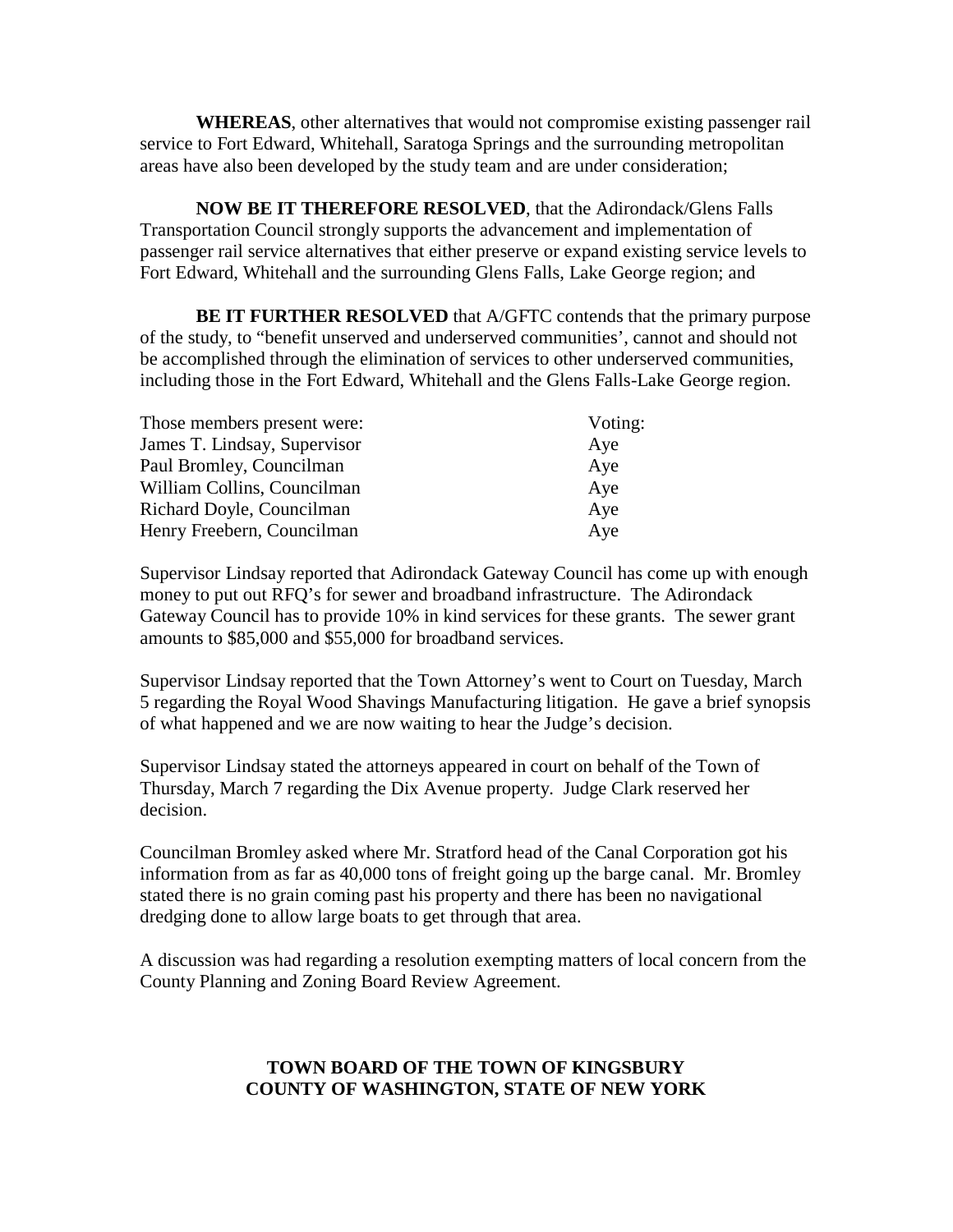**WHEREAS**, other alternatives that would not compromise existing passenger rail service to Fort Edward, Whitehall, Saratoga Springs and the surrounding metropolitan areas have also been developed by the study team and are under consideration;

**NOW BE IT THEREFORE RESOLVED**, that the Adirondack/Glens Falls Transportation Council strongly supports the advancement and implementation of passenger rail service alternatives that either preserve or expand existing service levels to Fort Edward, Whitehall and the surrounding Glens Falls, Lake George region; and

**BE IT FURTHER RESOLVED** that A/GFTC contends that the primary purpose of the study, to "benefit unserved and underserved communities', cannot and should not be accomplished through the elimination of services to other underserved communities, including those in the Fort Edward, Whitehall and the Glens Falls-Lake George region.

| Those members present were: | Voting: |
|---|---|
| James T. Lindsay, Supervisor | Aye |
| Paul Bromley, Councilman | Aye |
| William Collins, Councilman | Aye |
| Richard Doyle, Councilman | Aye |
| Henry Freebern, Councilman | Aye |

Supervisor Lindsay reported that Adirondack Gateway Council has come up with enough money to put out RFQ's for sewer and broadband infrastructure. The Adirondack Gateway Council has to provide 10% in kind services for these grants. The sewer grant amounts to $85,000 and $55,000 for broadband services.

Supervisor Lindsay reported that the Town Attorney's went to Court on Tuesday, March 5 regarding the Royal Wood Shavings Manufacturing litigation. He gave a brief synopsis of what happened and we are now waiting to hear the Judge's decision.

Supervisor Lindsay stated the attorneys appeared in court on behalf of the Town of Thursday, March 7 regarding the Dix Avenue property. Judge Clark reserved her decision.

Councilman Bromley asked where Mr. Stratford head of the Canal Corporation got his information from as far as 40,000 tons of freight going up the barge canal. Mr. Bromley stated there is no grain coming past his property and there has been no navigational dredging done to allow large boats to get through that area.

A discussion was had regarding a resolution exempting matters of local concern from the County Planning and Zoning Board Review Agreement.

**TOWN BOARD OF THE TOWN OF KINGSBURY**
**COUNTY OF WASHINGTON, STATE OF NEW YORK**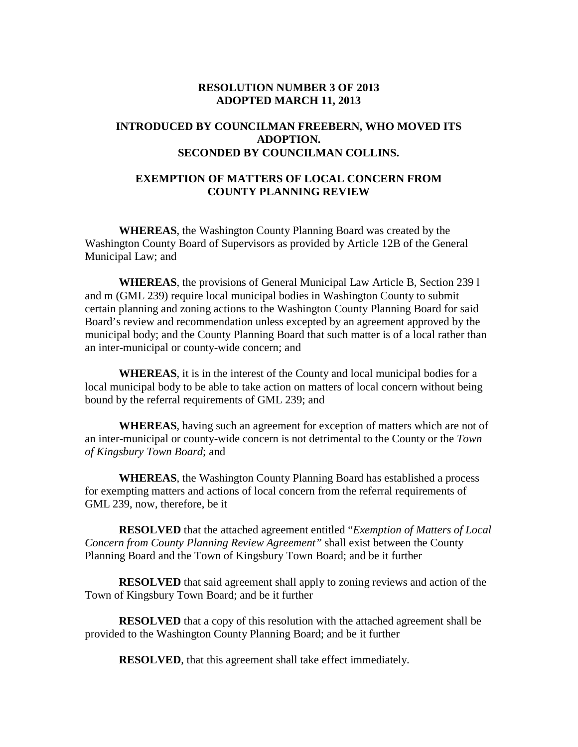**RESOLUTION NUMBER 3 OF 2013**
**ADOPTED MARCH 11, 2013**

**INTRODUCED BY COUNCILMAN FREEBERN, WHO MOVED ITS ADOPTION.**
**SECONDED BY COUNCILMAN COLLINS.**

**EXEMPTION OF MATTERS OF LOCAL CONCERN FROM COUNTY PLANNING REVIEW**

**WHEREAS**, the Washington County Planning Board was created by the Washington County Board of Supervisors as provided by Article 12B of the General Municipal Law; and

**WHEREAS**, the provisions of General Municipal Law Article B, Section 239 l and m (GML 239) require local municipal bodies in Washington County to submit certain planning and zoning actions to the Washington County Planning Board for said Board's review and recommendation unless excepted by an agreement approved by the municipal body; and the County Planning Board that such matter is of a local rather than an inter-municipal or county-wide concern; and

**WHEREAS**, it is in the interest of the County and local municipal bodies for a local municipal body to be able to take action on matters of local concern without being bound by the referral requirements of GML 239; and

**WHEREAS**, having such an agreement for exception of matters which are not of an inter-municipal or county-wide concern is not detrimental to the County or the *Town of Kingsbury Town Board*; and

**WHEREAS**, the Washington County Planning Board has established a process for exempting matters and actions of local concern from the referral requirements of GML 239, now, therefore, be it

**RESOLVED** that the attached agreement entitled "*Exemption of Matters of Local Concern from County Planning Review Agreement"* shall exist between the County Planning Board and the Town of Kingsbury Town Board; and be it further

**RESOLVED** that said agreement shall apply to zoning reviews and action of the Town of Kingsbury Town Board; and be it further

**RESOLVED** that a copy of this resolution with the attached agreement shall be provided to the Washington County Planning Board; and be it further

**RESOLVED**, that this agreement shall take effect immediately.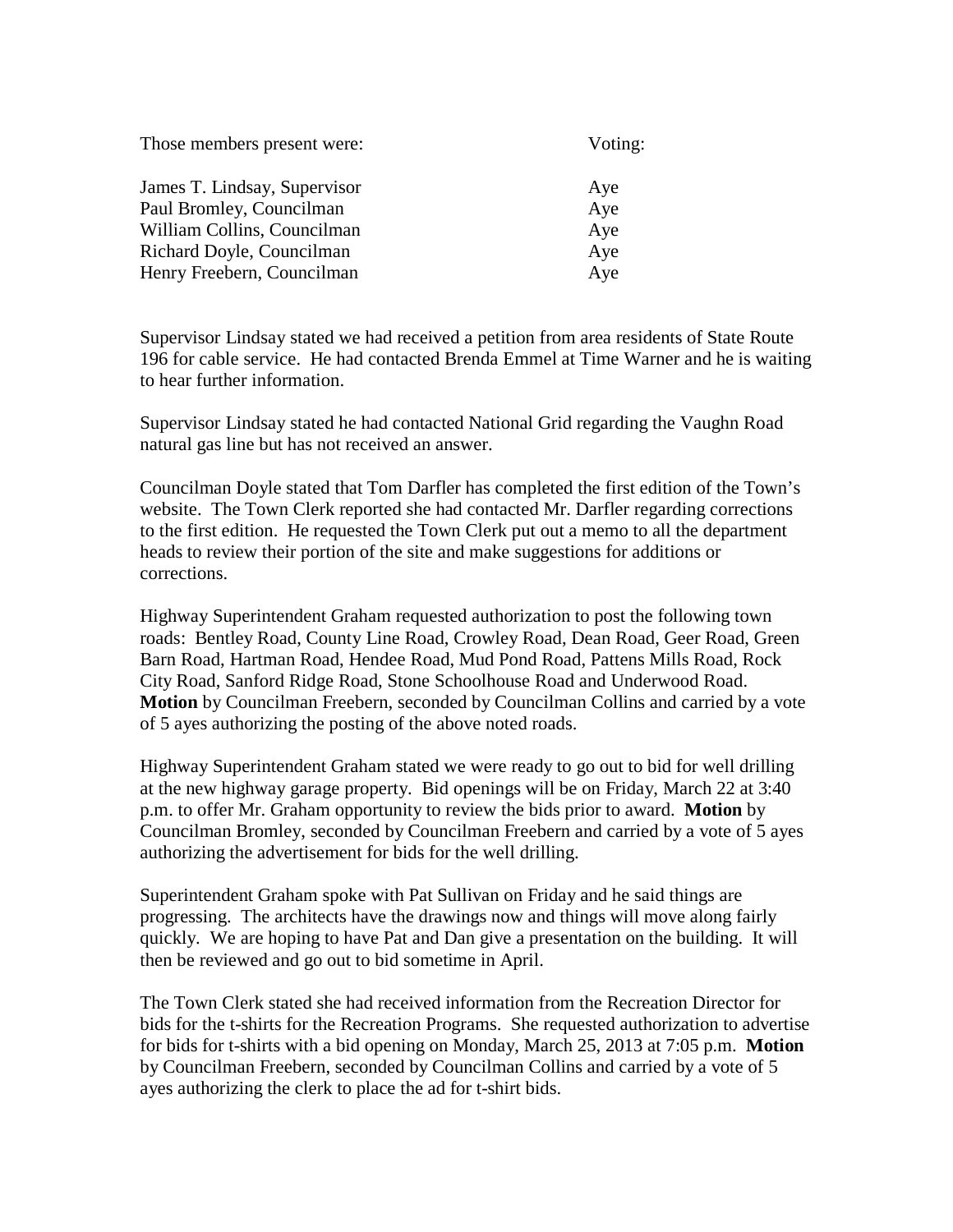| Those members present were: | Voting: |
| --- | --- |
| James T. Lindsay, Supervisor | Aye |
| Paul Bromley, Councilman | Aye |
| William Collins, Councilman | Aye |
| Richard Doyle, Councilman | Aye |
| Henry Freebern, Councilman | Aye |

Supervisor Lindsay stated we had received a petition from area residents of State Route 196 for cable service. He had contacted Brenda Emmel at Time Warner and he is waiting to hear further information.

Supervisor Lindsay stated he had contacted National Grid regarding the Vaughn Road natural gas line but has not received an answer.

Councilman Doyle stated that Tom Darfler has completed the first edition of the Town's website. The Town Clerk reported she had contacted Mr. Darfler regarding corrections to the first edition. He requested the Town Clerk put out a memo to all the department heads to review their portion of the site and make suggestions for additions or corrections.

Highway Superintendent Graham requested authorization to post the following town roads: Bentley Road, County Line Road, Crowley Road, Dean Road, Geer Road, Green Barn Road, Hartman Road, Hendee Road, Mud Pond Road, Pattens Mills Road, Rock City Road, Sanford Ridge Road, Stone Schoolhouse Road and Underwood Road. **Motion** by Councilman Freebern, seconded by Councilman Collins and carried by a vote of 5 ayes authorizing the posting of the above noted roads.

Highway Superintendent Graham stated we were ready to go out to bid for well drilling at the new highway garage property. Bid openings will be on Friday, March 22 at 3:40 p.m. to offer Mr. Graham opportunity to review the bids prior to award. **Motion** by Councilman Bromley, seconded by Councilman Freebern and carried by a vote of 5 ayes authorizing the advertisement for bids for the well drilling.

Superintendent Graham spoke with Pat Sullivan on Friday and he said things are progressing. The architects have the drawings now and things will move along fairly quickly. We are hoping to have Pat and Dan give a presentation on the building. It will then be reviewed and go out to bid sometime in April.

The Town Clerk stated she had received information from the Recreation Director for bids for the t-shirts for the Recreation Programs. She requested authorization to advertise for bids for t-shirts with a bid opening on Monday, March 25, 2013 at 7:05 p.m. **Motion** by Councilman Freebern, seconded by Councilman Collins and carried by a vote of 5 ayes authorizing the clerk to place the ad for t-shirt bids.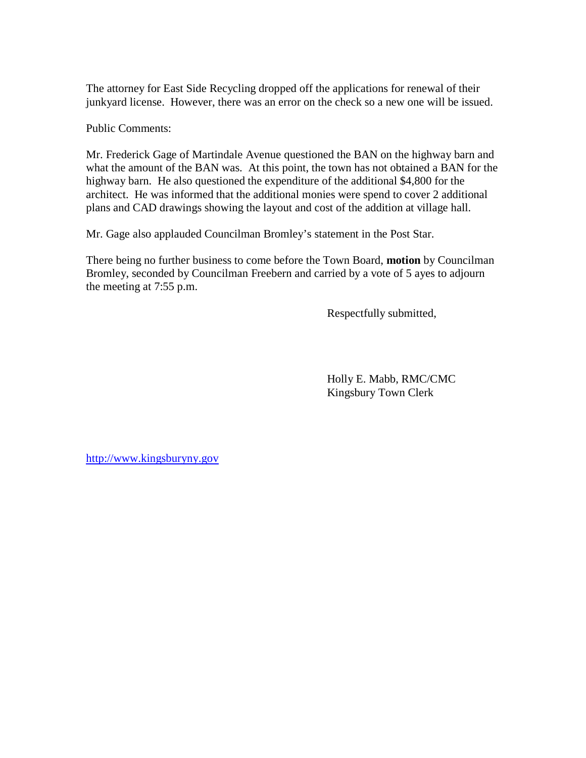The attorney for East Side Recycling dropped off the applications for renewal of their junkyard license. However, there was an error on the check so a new one will be issued.

Public Comments:

Mr. Frederick Gage of Martindale Avenue questioned the BAN on the highway barn and what the amount of the BAN was. At this point, the town has not obtained a BAN for the highway barn. He also questioned the expenditure of the additional $4,800 for the architect. He was informed that the additional monies were spend to cover 2 additional plans and CAD drawings showing the layout and cost of the addition at village hall.

Mr. Gage also applauded Councilman Bromley's statement in the Post Star.

There being no further business to come before the Town Board, **motion** by Councilman Bromley, seconded by Councilman Freebern and carried by a vote of 5 ayes to adjourn the meeting at 7:55 p.m.

Respectfully submitted,

Holly E. Mabb, RMC/CMC
Kingsbury Town Clerk

http://www.kingsburyny.gov